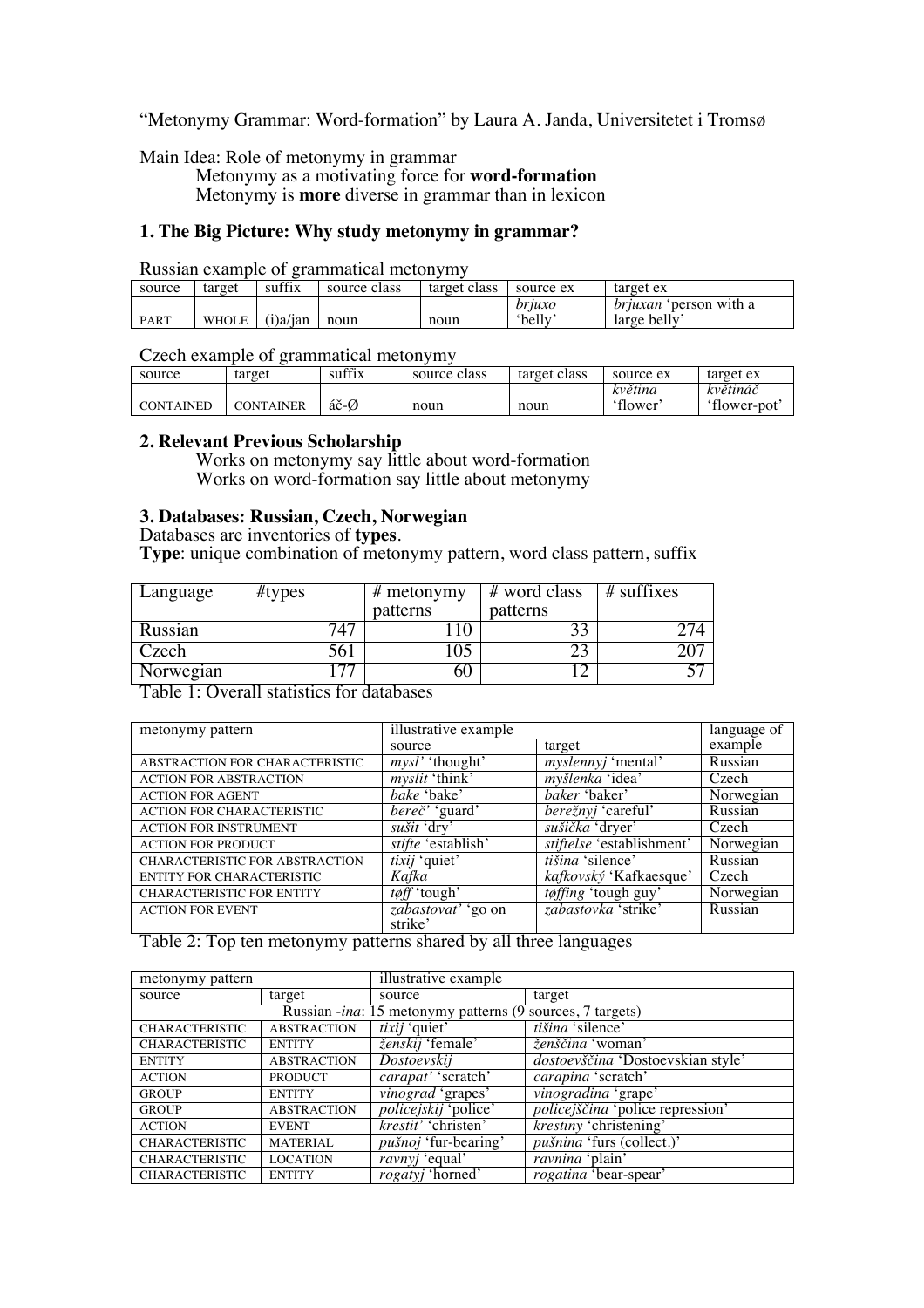"Metonymy Grammar: Word-formation" by Laura A. Janda, Universitetet i Tromsø

Main Idea: Role of metonymy in grammar

Metonymy as a motivating force for **word-formation**

Metonymy is **more** diverse in grammar than in lexicon

## 1. The Big Picture: Why study metonymy in grammar?

Russian example of grammatical metonymy

| source | target | suffix | source class | target class | source ex | target ex |
|---|---|---|---|---|---|---|
| PART | WHOLE | (i)a/jan | noun | noun | *brjuxo* 'belly' | *brjuxan* 'person with a large belly' |

Czech example of grammatical metonymy

| source | target | suffix | source class | target class | source ex | target ex |
|---|---|---|---|---|---|---|
| CONTAINED | CONTAINER | áč-Ø | noun | noun | *květina* 'flower' | *květináč* 'flower-pot' |

## 2. Relevant Previous Scholarship

Works on metonymy say little about word-formation

Works on word-formation say little about metonymy

## 3. Databases: Russian, Czech, Norwegian

Databases are inventories of **types**.

**Type**: unique combination of metonymy pattern, word class pattern, suffix

| Language | #types | # metonymy patterns | # word class patterns | # suffixes |
|---|---|---|---|---|
| Russian | 747 | 110 | 33 | 274 |
| Czech | 561 | 105 | 23 | 207 |
| Norwegian | 177 | 60 | 12 | 57 |

Table 1: Overall statistics for databases

| metonymy pattern | illustrative example | | language of example |
|---|---|---|---|
| | source | target | |
| ABSTRACTION FOR CHARACTERISTIC | *mysl'* 'thought' | *myslennyj* 'mental' | Russian |
| ACTION FOR ABSTRACTION | *myslit* 'think' | *myšlenka* 'idea' | Czech |
| ACTION FOR AGENT | *bake* 'bake' | *baker* 'baker' | Norwegian |
| ACTION FOR CHARACTERISTIC | *bereč'* 'guard' | *berežnyj* 'careful' | Russian |
| ACTION FOR INSTRUMENT | *sušit* 'dry' | *sušička* 'dryer' | Czech |
| ACTION FOR PRODUCT | *stifte* 'establish' | *stiftelse* 'establishment' | Norwegian |
| CHARACTERISTIC FOR ABSTRACTION | *tixij* 'quiet' | *tišina* 'silence' | Russian |
| ENTITY FOR CHARACTERISTIC | *Kafka* | *kafkovský* 'Kafkaesque' | Czech |
| CHARACTERISTIC FOR ENTITY | *tøff* 'tough' | *tøffing* 'tough guy' | Norwegian |
| ACTION FOR EVENT | *zabastovat'* 'go on strike' | *zabastovka* 'strike' | Russian |

Table 2: Top ten metonymy patterns shared by all three languages

| metonymy pattern | | illustrative example | |
|---|---|---|---|
| source | target | source | target |
| Russian *-ina*: 15 metonymy patterns (9 sources, 7 targets) | | | |
| CHARACTERISTIC | ABSTRACTION | *tixij* 'quiet' | *tišina* 'silence' |
| CHARACTERISTIC | ENTITY | *ženskij* 'female' | *ženščina* 'woman' |
| ENTITY | ABSTRACTION | *Dostoevskij* | *dostoevščina* 'Dostoevskian style' |
| ACTION | PRODUCT | *carapat'* 'scratch' | *carapina* 'scratch' |
| GROUP | ENTITY | *vinograd* 'grapes' | *vinogradina* 'grape' |
| GROUP | ABSTRACTION | *policejskij* 'police' | *policejščina* 'police repression' |
| ACTION | EVENT | *krestit'* 'christen' | *krestiny* 'christening' |
| CHARACTERISTIC | MATERIAL | *pušnoj* 'fur-bearing' | *pušnina* 'furs (collect.)' |
| CHARACTERISTIC | LOCATION | *ravnyj* 'equal' | *ravnina* 'plain' |
| CHARACTERISTIC | ENTITY | *rogatyj* 'horned' | *rogatina* 'bear-spear' |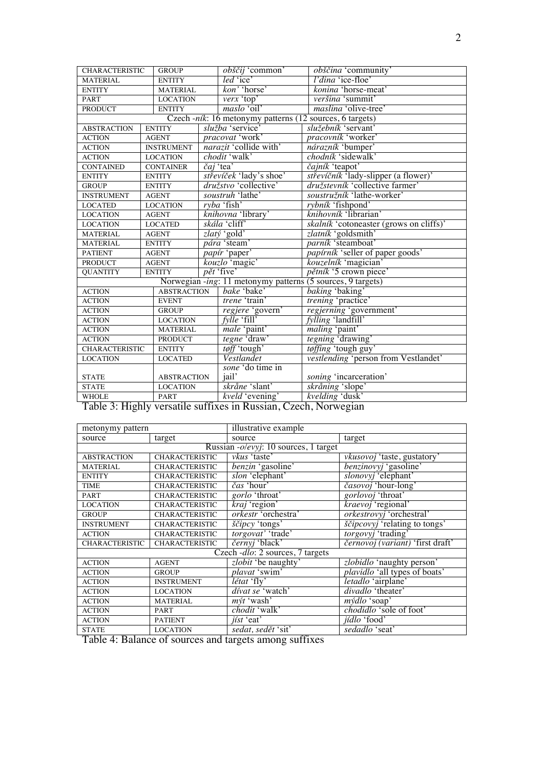| CHARACTERISTIC | GROUP | *obščij* 'common' | *obščina* 'community' |
|---|---|---|---|
| MATERIAL | ENTITY | *led* 'ice' | *l'dina* 'ice-floe' |
| ENTITY | MATERIAL | *kon'* 'horse' | *konina* 'horse-meat' |
| PART | LOCATION | *verx* 'top' | *veršina* 'summit' |
| PRODUCT | ENTITY | *maslo* 'oil' | *maslina* 'olive-tree' |
| Czech *-ník*: 16 metonymy patterns (12 sources, 6 targets) | | | |
| ABSTRACTION | ENTITY | *služba* 'service' | *služebník* 'servant' |
| ACTION | AGENT | *pracovat* 'work' | *pracovník* 'worker' |
| ACTION | INSTRUMENT | *narazit* 'collide with' | *nárazník* 'bumper' |
| ACTION | LOCATION | *chodit* 'walk' | *chodník* 'sidewalk' |
| CONTAINED | CONTAINER | *čaj* 'tea' | *čajník* 'teapot' |
| ENTITY | ENTITY | *střevíček* 'lady's shoe' | *střevíčník* 'lady-slipper (a flower)' |
| GROUP | ENTITY | *družstvo* 'collective' | *družstevník* 'collective farmer' |
| INSTRUMENT | AGENT | *soustruh* 'lathe' | *soustružník* 'lathe-worker' |
| LOCATED | LOCATION | *ryba* 'fish' | *rybník* 'fishpond' |
| LOCATION | AGENT | *knihovna* 'library' | *knihovník* 'librarian' |
| LOCATION | LOCATED | *skála* 'cliff' | *skalník* 'cotoneaster (grows on cliffs)' |
| MATERIAL | AGENT | *zlatý* 'gold' | *zlatník* 'goldsmith' |
| MATERIAL | ENTITY | *pára* 'steam' | *parník* 'steamboat' |
| PATIENT | AGENT | *papír* 'paper' | *papírník* 'seller of paper goods' |
| PRODUCT | AGENT | *kouzlo* 'magic' | *kouzelník* 'magician' |
| QUANTITY | ENTITY | *pět* 'five' | *pětník* '5 crown piece' |
| Norwegian *-ing*: 11 metonymy patterns (5 sources, 9 targets) | | | |
| ACTION | ABSTRACTION | *bake* 'bake' | *baking* 'baking' |
| ACTION | EVENT | *trene* 'train' | *trening* 'practice' |
| ACTION | GROUP | *regjere* 'govern' | *regjering* 'government' |
| ACTION | LOCATION | *fylle* 'fill' | *fylling* 'landfill' |
| ACTION | MATERIAL | *male* 'paint' | *maling* 'paint' |
| ACTION | PRODUCT | *tegne* 'draw' | *tegning* 'drawing' |
| CHARACTERISTIC | ENTITY | *tøff* 'tough' | *tøffing* 'tough guy' |
| LOCATION | LOCATED | *Vestlandet* | *vestlending* 'person from Vestlandet' |
| STATE | ABSTRACTION | *sone* 'do time in jail' | *soning* 'incarceration' |
| STATE | LOCATION | *skråne* 'slant' | *skråning* 'slope' |
| WHOLE | PART | *kveld* 'evening' | *kvelding* 'dusk' |

Table 3: Highly versatile suffixes in Russian, Czech, Norwegian

| metonymy pattern | | illustrative example | |
|---|---|---|---|
| source | target | source | target |
| Russian *-o/evyj*: 10 sources, 1 target | | | |
| ABSTRACTION | CHARACTERISTIC | *vkus* 'taste' | *vkusovoj* 'taste, gustatory' |
| MATERIAL | CHARACTERISTIC | *benzin* 'gasoline' | *benzinovyj* 'gasoline' |
| ENTITY | CHARACTERISTIC | *slon* 'elephant' | *slonovyj* 'elephant' |
| TIME | CHARACTERISTIC | *čas* 'hour' | *časovoj* 'hour-long' |
| PART | CHARACTERISTIC | *gorlo* 'throat' | *gorlovoj* 'throat' |
| LOCATION | CHARACTERISTIC | *kraj* 'region' | *kraevoj* 'regional' |
| GROUP | CHARACTERISTIC | *orkestr* 'orchestra' | *orkestrovyj* 'orchestral' |
| INSTRUMENT | CHARACTERISTIC | *ščipcy* 'tongs' | *ščipcovyj* 'relating to tongs' |
| ACTION | CHARACTERISTIC | *torgovat'* 'trade' | *torgovyj* 'trading' |
| CHARACTERISTIC | CHARACTERISTIC | *černyj* 'black' | *černovoj (variant)* 'first draft' |
| Czech *-dlo*: 2 sources, 7 targets | | | |
| ACTION | AGENT | *zlobit* 'be naughty' | *zlobidlo* 'naughty person' |
| ACTION | GROUP | *plavat* 'swim' | *plavidlo* 'all types of boats' |
| ACTION | INSTRUMENT | *létat* 'fly' | *letadlo* 'airplane' |
| ACTION | LOCATION | *dívat se* 'watch' | *divadlo* 'theater' |
| ACTION | MATERIAL | *mýt* 'wash' | *mýdlo* 'soap' |
| ACTION | PART | *chodit* 'walk' | *chodidlo* 'sole of foot' |
| ACTION | PATIENT | *jíst* 'eat' | *jídlo* 'food' |
| STATE | LOCATION | *sedat, sedět* 'sit' | *sedadlo* 'seat' |

Table 4: Balance of sources and targets among suffixes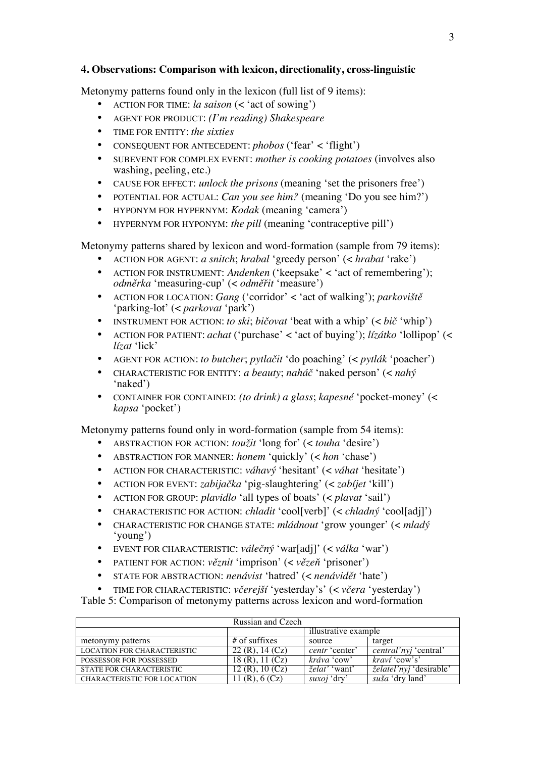### 4. Observations: Comparison with lexicon, directionality, cross-linguistic

Metonymy patterns found only in the lexicon (full list of 9 items):

- ACTION FOR TIME: *la saison* (< 'act of sowing')
- AGENT FOR PRODUCT: *(I'm reading) Shakespeare*
- TIME FOR ENTITY: *the sixties*
- CONSEQUENT FOR ANTECEDENT: *phobos* ('fear' < 'flight')
- SUBEVENT FOR COMPLEX EVENT: *mother is cooking potatoes* (involves also washing, peeling, etc.)
- CAUSE FOR EFFECT: *unlock the prisons* (meaning 'set the prisoners free')
- POTENTIAL FOR ACTUAL: *Can you see him?* (meaning 'Do you see him?')
- HYPONYM FOR HYPERNYM: *Kodak* (meaning 'camera')
- HYPERNYM FOR HYPONYM: *the pill* (meaning 'contraceptive pill')

Metonymy patterns shared by lexicon and word-formation (sample from 79 items):

- ACTION FOR AGENT: *a snitch*; *hrabal* 'greedy person' (< *hrabat* 'rake')
- ACTION FOR INSTRUMENT: *Andenken* ('keepsake' < 'act of remembering'); *odměrka* 'measuring-cup' (< *odměřit* 'measure')
- ACTION FOR LOCATION: *Gang* ('corridor' < 'act of walking'); *parkoviště* 'parking-lot' (< *parkovat* 'park')
- INSTRUMENT FOR ACTION: *to ski*; *bičovat* 'beat with a whip' (< *bič* 'whip')
- ACTION FOR PATIENT: *achat* ('purchase' < 'act of buying'); *lízátko* 'lollipop' (< *lízat* 'lick'
- AGENT FOR ACTION: *to butcher*; *pytlačit* 'do poaching' (< *pytlák* 'poacher')
- CHARACTERISTIC FOR ENTITY: *a beauty*; *naháč* 'naked person' (< *nahý* 'naked')
- CONTAINER FOR CONTAINED: *(to drink) a glass*; *kapesné* 'pocket-money' (< *kapsa* 'pocket')

Metonymy patterns found only in word-formation (sample from 54 items):

- ABSTRACTION FOR ACTION: *toužit* 'long for' (< *touha* 'desire')
- ABSTRACTION FOR MANNER: *honem* 'quickly' (< *hon* 'chase')
- ACTION FOR CHARACTERISTIC: *váhavý* 'hesitant' (< *váhat* 'hesitate')
- ACTION FOR EVENT: *zabijačka* 'pig-slaughtering' (< *zabíjet* 'kill')
- ACTION FOR GROUP: *plavidlo* 'all types of boats' (< *plavat* 'sail')
- CHARACTERISTIC FOR ACTION: *chladit* 'cool[verb]' (< *chladný* 'cool[adj]')
- CHARACTERISTIC FOR CHANGE STATE: *mládnout* 'grow younger' (< *mladý* 'young')
- EVENT FOR CHARACTERISTIC: *válečný* 'war[adj]' (< *válka* 'war')
- PATIENT FOR ACTION: *věznit* 'imprison' (< *vězeň* 'prisoner')
- STATE FOR ABSTRACTION: *nenávist* 'hatred' (< *nenávidět* 'hate')
- TIME FOR CHARACTERISTIC: *včerejší* 'yesterday's' (< *včera* 'yesterday')

Table 5: Comparison of metonymy patterns across lexicon and word-formation

| Russian and Czech | | | |
|---|---|---|---|
| | | illustrative example | |
| metonymy patterns | # of suffixes | source | target |
| LOCATION FOR CHARACTERISTIC | 22 (R), 14 (Cz) | *centr* 'center' | *central'nyj* 'central' |
| POSSESSOR FOR POSSESSED | 18 (R), 11 (Cz) | *kráva* 'cow' | *kraví* 'cow's' |
| STATE FOR CHARACTERISTIC | 12 (R), 10 (Cz) | *želat'* 'want' | *želatel'nyj* 'desirable' |
| CHARACTERISTIC FOR LOCATION | 11 (R), 6 (Cz) | *suxoj* 'dry' | *suša* 'dry land' |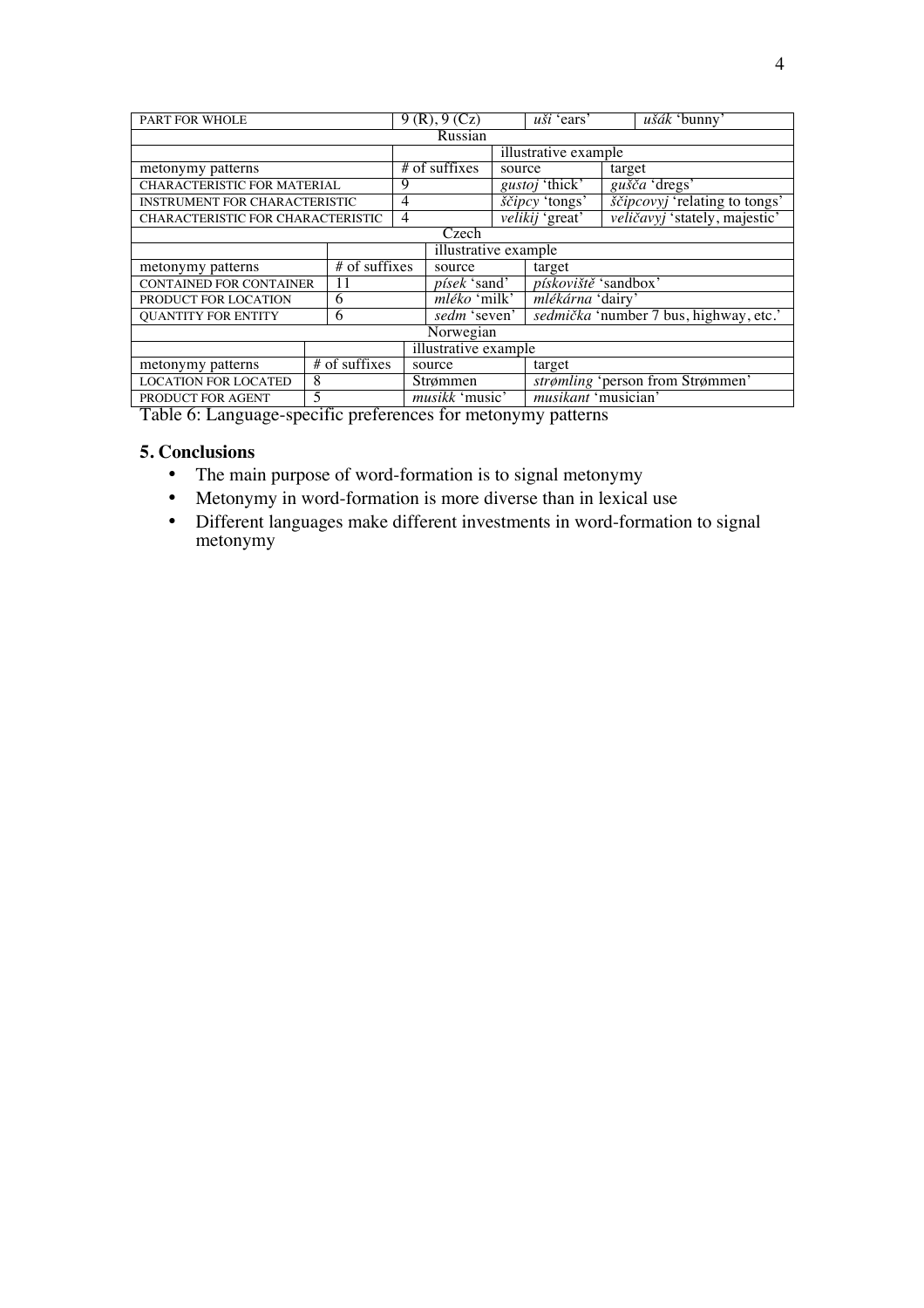| | | | |
|---|---|---|---|
| PART FOR WHOLE | 9 (R), 9 (Cz) | *uši* 'ears' | *ušák* 'bunny' |

| Russian | | | |
|---|---|---|---|
| | | illustrative example | |
| metonymy patterns | # of suffixes | source | target |
| CHARACTERISTIC FOR MATERIAL | 9 | *gustoj* 'thick' | *gušča* 'dregs' |
| INSTRUMENT FOR CHARACTERISTIC | 4 | *ščipcy* 'tongs' | *ščipcovyj* 'relating to tongs' |
| CHARACTERISTIC FOR CHARACTERISTIC | 4 | *velikij* 'great' | *veličavyj* 'stately, majestic' |

| Czech | | | |
|---|---|---|---|
| | | illustrative example | |
| metonymy patterns | # of suffixes | source | target |
| CONTAINED FOR CONTAINER | 11 | *písek* 'sand' | *pískoviště* 'sandbox' |
| PRODUCT FOR LOCATION | 6 | *mléko* 'milk' | *mlékárna* 'dairy' |
| QUANTITY FOR ENTITY | 6 | *sedm* 'seven' | *sedmička* 'number 7 bus, highway, etc.' |

| Norwegian | | | |
|---|---|---|---|
| | | illustrative example | |
| metonymy patterns | # of suffixes | source | target |
| LOCATION FOR LOCATED | 8 | Strømmen | *strømling* 'person from Strømmen' |
| PRODUCT FOR AGENT | 5 | *musikk* 'music' | *musikant* 'musician' |

Table 6: Language-specific preferences for metonymy patterns

## 5. Conclusions

- The main purpose of word-formation is to signal metonymy
- Metonymy in word-formation is more diverse than in lexical use
- Different languages make different investments in word-formation to signal metonymy